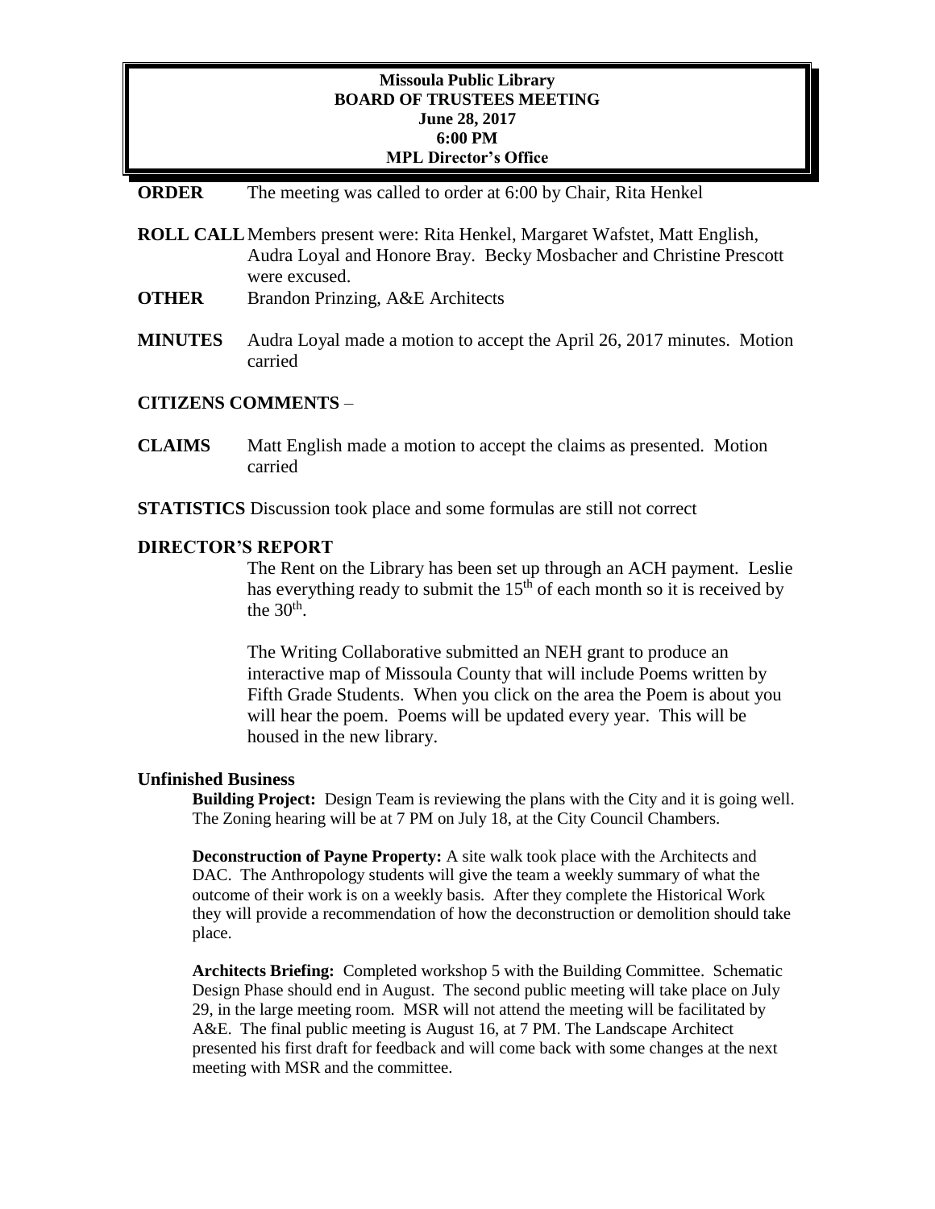**Missoula Public Library**
**BOARD OF TRUSTEES MEETING**
**June 28, 2017**
**6:00 PM**
**MPL Director's Office**

**ORDER** The meeting was called to order at 6:00 by Chair, Rita Henkel

**ROLL CALL** Members present were: Rita Henkel, Margaret Wafstet, Matt English, Audra Loyal and Honore Bray. Becky Mosbacher and Christine Prescott were excused.

**OTHER** Brandon Prinzing, A&E Architects

**MINUTES** Audra Loyal made a motion to accept the April 26, 2017 minutes. Motion carried

**CITIZENS COMMENTS** –

**CLAIMS** Matt English made a motion to accept the claims as presented. Motion carried

**STATISTICS** Discussion took place and some formulas are still not correct

**DIRECTOR'S REPORT**

The Rent on the Library has been set up through an ACH payment. Leslie has everything ready to submit the 15th of each month so it is received by the 30th.

The Writing Collaborative submitted an NEH grant to produce an interactive map of Missoula County that will include Poems written by Fifth Grade Students. When you click on the area the Poem is about you will hear the poem. Poems will be updated every year. This will be housed in the new library.

**Unfinished Business**

**Building Project:** Design Team is reviewing the plans with the City and it is going well. The Zoning hearing will be at 7 PM on July 18, at the City Council Chambers.

**Deconstruction of Payne Property:** A site walk took place with the Architects and DAC. The Anthropology students will give the team a weekly summary of what the outcome of their work is on a weekly basis. After they complete the Historical Work they will provide a recommendation of how the deconstruction or demolition should take place.

**Architects Briefing:** Completed workshop 5 with the Building Committee. Schematic Design Phase should end in August. The second public meeting will take place on July 29, in the large meeting room. MSR will not attend the meeting will be facilitated by A&E. The final public meeting is August 16, at 7 PM. The Landscape Architect presented his first draft for feedback and will come back with some changes at the next meeting with MSR and the committee.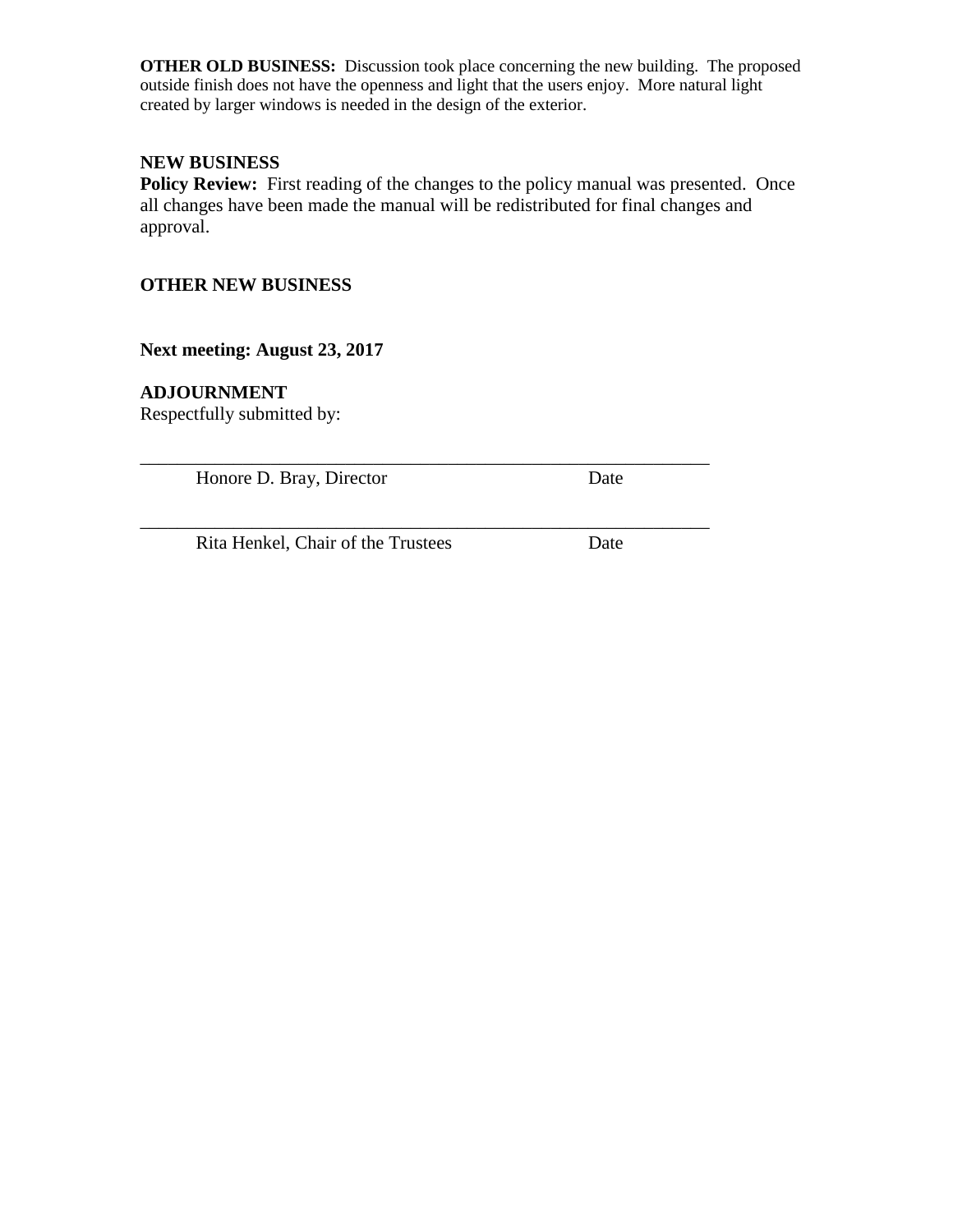**OTHER OLD BUSINESS:** Discussion took place concerning the new building. The proposed outside finish does not have the openness and light that the users enjoy. More natural light created by larger windows is needed in the design of the exterior.

**NEW BUSINESS**

**Policy Review:** First reading of the changes to the policy manual was presented. Once all changes have been made the manual will be redistributed for final changes and approval.

**OTHER NEW BUSINESS**

**Next meeting: August 23, 2017**

**ADJOURNMENT**

Respectfully submitted by:

_______________________________________________________________

Honore D. Bray, Director                                        Date

_______________________________________________________________

Rita Henkel, Chair of the Trustees                              Date